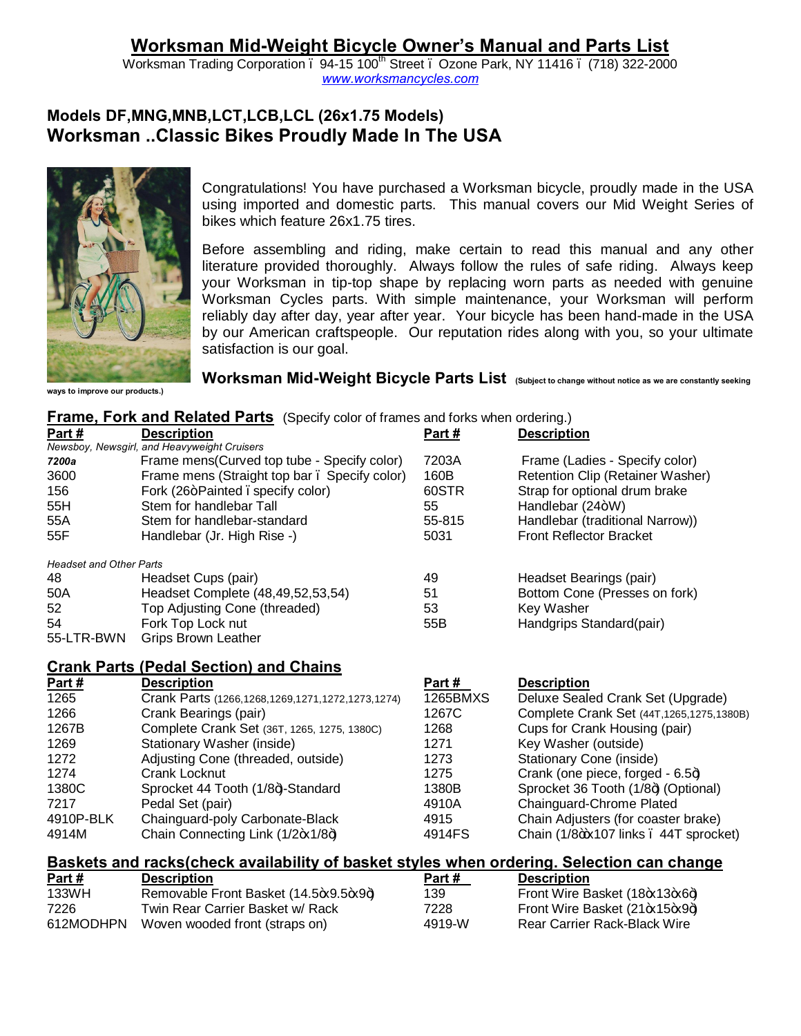# Worksman Mid-Weight Bicycle Owner's Manual and Parts List

Worksman Trading Corporation – 94-15 100th Street – Ozone Park, NY 11416 – (718) 322-2000
www.worksmancycles.com

## Models DF,MNG,MNB,LCT,LCB,LCL (26x1.75 Models)
## Worksman ..Classic Bikes Proudly Made In The USA

Congratulations! You have purchased a Worksman bicycle, proudly made in the USA using imported and domestic parts. This manual covers our Mid Weight Series of bikes which feature 26x1.75 tires.

Before assembling and riding, make certain to read this manual and any other literature provided thoroughly. Always follow the rules of safe riding. Always keep your Worksman in tip-top shape by replacing worn parts as needed with genuine Worksman Cycles parts. With simple maintenance, your Worksman will perform reliably day after day, year after year. Your bicycle has been hand-made in the USA by our American craftspeople. Our reputation rides along with you, so your ultimate satisfaction is our goal.

**Worksman Mid-Weight Bicycle Parts List** (Subject to change without notice as we are constantly seeking ways to improve our products.)

### Frame, Fork and Related Parts (Specify color of frames and forks when ordering.)

| Part # | Description | Part # | Description |
|---|---|---|---|
| *Newsboy, Newsgirl, and Heavyweight Cruisers* | | | |
| ***7200a*** | Frame mens(Curved top tube - Specify color) | 7203A | Frame (Ladies - Specify color) |
| 3600 | Frame mens (Straight top bar – Specify color) | 160B | Retention Clip (Retainer Washer) |
| 156 | Fork (26"Painted – specify color) | 60STR | Strap for optional drum brake |
| 55H | Stem for handlebar Tall | 55 | Handlebar (24"W) |
| 55A | Stem for handlebar-standard | 55-815 | Handlebar (traditional Narrow)) |
| 55F | Handlebar (Jr. High Rise -) | 5031 | Front Reflector Bracket |
| *Headset and Other Parts* | | | |
| 48 | Headset Cups (pair) | 49 | Headset Bearings (pair) |
| 50A | Headset Complete (48,49,52,53,54) | 51 | Bottom Cone (Presses on fork) |
| 52 | Top Adjusting Cone (threaded) | 53 | Key Washer |
| 54 | Fork Top Lock nut | 55B | Handgrips Standard(pair) |
| 55-LTR-BWN | Grips Brown Leather | | |

### Crank Parts (Pedal Section) and Chains

| Part # | Description | Part # | Description |
|---|---|---|---|
| 1265 | Crank Parts (1266,1268,1269,1271,1272,1273,1274) | 1265BMXS | Deluxe Sealed Crank Set (Upgrade) |
| 1266 | Crank Bearings (pair) | 1267C | Complete Crank Set (44T,1265,1275,1380B) |
| 1267B | Complete Crank Set (36T, 1265, 1275, 1380C) | 1268 | Cups for Crank Housing (pair) |
| 1269 | Stationary Washer (inside) | 1271 | Key Washer (outside) |
| 1272 | Adjusting Cone (threaded, outside) | 1273 | Stationary Cone (inside) |
| 1274 | Crank Locknut | 1275 | Crank (one piece, forged - 6.5") |
| 1380C | Sprocket 44 Tooth (1/8")-Standard | 1380B | Sprocket 36 Tooth (1/8") (Optional) |
| 7217 | Pedal Set (pair) | 4910A | Chainguard-Chrome Plated |
| 4910P-BLK | Chainguard-poly Carbonate-Black | 4915 | Chain Adjusters (for coaster brake) |
| 4914M | Chain Connecting Link (1/2"x1/8") | 4914FS | Chain (1/8""x107 links – 44T sprocket) |

### Baskets and racks(check availability of basket styles when ordering. Selection can change

| Part # | Description | Part # | Description |
|---|---|---|---|
| 133WH | Removable Front Basket (14.5"x9.5"x9") | 139 | Front Wire Basket (18"x13"x6") |
| 7226 | Twin Rear Carrier Basket w/ Rack | 7228 | Front Wire Basket (21"x15"x9") |
| 612MODHPN | Woven wooded front (straps on) | 4919-W | Rear Carrier Rack-Black Wire |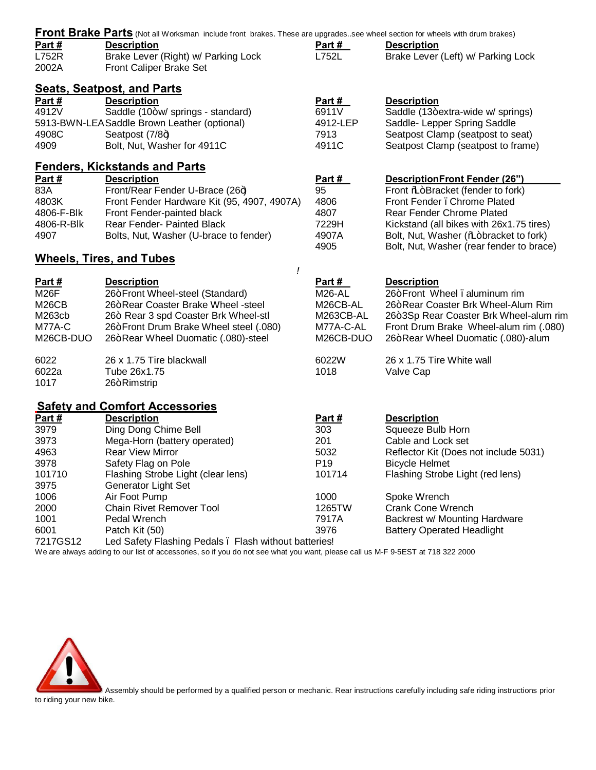## Front Brake Parts (Not all Worksman include front brakes. These are upgrades..see wheel section for wheels with drum brakes)

| Part # | Description | Part # | Description |
|---|---|---|---|
| L752R | Brake Lever (Right) w/ Parking Lock | L752L | Brake Lever (Left) w/ Parking Lock |
| 2002A | Front Caliper Brake Set | | |

## Seats, Seatpost, and Parts

| Part # | Description | Part # | Description |
|---|---|---|---|
| 4912V | Saddle (10òw/ springs - standard) | 6911V | Saddle (13òextra-wide w/ springs) |
| 5913-BWN-LEA | Saddle Brown Leather (optional) | 4912-LEP | Saddle- Lepper Spring Saddle |
| 4908C | Seatpost (7/8ó) | 7913 | Seatpost Clamp (seatpost to seat) |
| 4909 | Bolt, Nut, Washer for 4911C | 4911C | Seatpost Clamp (seatpost to frame) |

## Fenders, Kickstands and Parts

| Part # | Description | Part # | DescriptionFront Fender (26") |
|---|---|---|---|
| 83A | Front/Rear Fender U-Brace (26ó) | 95 | Front ñLòBracket (fender to fork) |
| 4803K | Front Fender Hardware Kit (95, 4907, 4907A) | 4806 | Front Fender ï Chrome Plated |
| 4806-F-Blk | Front Fender-painted black | 4807 | Rear Fender Chrome Plated |
| 4806-R-Blk | Rear Fender- Painted Black | 7229H | Kickstand (all bikes with 26x1.75 tires) |
| 4907 | Bolts, Nut, Washer (U-brace to fender) | 4907A | Bolt, Nut, Washer (ñLòbracket to fork) |
| | | 4905 | Bolt, Nut, Washer (rear fender to brace) |

## Wheels, Tires, and Tubes

| Part # | Description | Part # | Description |
|---|---|---|---|
| M26F | 26òFront Wheel-steel (Standard) | M26-AL | 26òFront Wheel ï aluminum rim |
| M26CB | 26òRear Coaster Brake Wheel -steel | M26CB-AL | 26òRear Coaster Brk Wheel-Alum Rim |
| M263cb | 26ò Rear 3 spd Coaster Brk Wheel-stl | M263CB-AL | 26ò3Sp Rear Coaster Brk Wheel-alum rim |
| M77A-C | 26òFront Drum Brake Wheel steel (.080) | M77A-C-AL | Front Drum Brake Wheel-alum rim (.080) |
| M26CB-DUO | 26òRear Wheel Duomatic (.080)-steel | M26CB-DUO | 26òRear Wheel Duomatic (.080)-alum |
| 6022 | 26 x 1.75 Tire blackwall | 6022W | 26 x 1.75 Tire White wall |
| 6022a | Tube 26x1.75 | 1018 | Valve Cap |
| 1017 | 26òRimstrip | | |

## Safety and Comfort Accessories

| Part # | Description | Part # | Description |
|---|---|---|---|
| 3979 | Ding Dong Chime Bell | 303 | Squeeze Bulb Horn |
| 3973 | Mega-Horn (battery operated) | 201 | Cable and Lock set |
| 4963 | Rear View Mirror | 5032 | Reflector Kit (Does not include 5031) |
| 3978 | Safety Flag on Pole | P19 | Bicycle Helmet |
| 101710 | Flashing Strobe Light (clear lens) | 101714 | Flashing Strobe Light (red lens) |
| 3975 | Generator Light Set | | |
| 1006 | Air Foot Pump | 1000 | Spoke Wrench |
| 2000 | Chain Rivet Remover Tool | 1265TW | Crank Cone Wrench |
| 1001 | Pedal Wrench | 7917A | Backrest w/ Mounting Hardware |
| 6001 | Patch Kit (50) | 3976 | Battery Operated Headlight |
| 7217GS12 | Led Safety Flashing Pedals ï Flash without batteries! | | |

We are always adding to our list of accessories, so if you do not see what you want, please call us M-F 9-5EST at 718 322 2000

Assembly should be performed by a qualified person or mechanic. Rear instructions carefully including safe riding instructions prior to riding your new bike.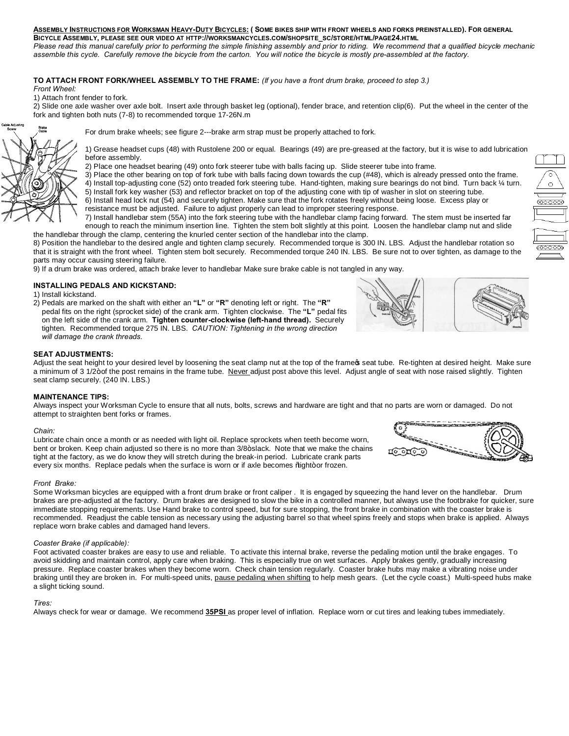**ASSEMBLY INSTRUCTIONS FOR WORKSMAN HEAVY-DUTY BICYCLES: ( SOME BIKES SHIP WITH FRONT WHEELS AND FORKS PREINSTALLED). FOR GENERAL BICYCLE ASSEMBLY, PLEASE SEE OUR VIDEO AT HTTP://WORKSMANCYCLES.COM/SHOPSITE_SC/STORE/HTML/PAGE24.HTML**

*Please read this manual carefully prior to performing the simple finishing assembly and prior to riding. We recommend that a qualified bicycle mechanic assemble this cycle. Carefully remove the bicycle from the carton. You will notice the bicycle is mostly pre-assembled at the factory.*

**TO ATTACH FRONT FORK/WHEEL ASSEMBLY TO THE FRAME:** *(If you have a front drum brake, proceed to step 3.)*

*Front Wheel:*

1) Attach front fender to fork.
2) Slide one axle washer over axle bolt. Insert axle through basket leg (optional), fender brace, and retention clip(6). Put the wheel in the center of the fork and tighten both nuts (7-8) to recommended torque 17-26N.m

For drum brake wheels; see figure 2---brake arm strap must be properly attached to fork.

1) Grease headset cups (48) with Rustolene 200 or equal. Bearings (49) are pre-greased at the factory, but it is wise to add lubrication before assembly.
2) Place one headset bearing (49) onto fork steerer tube with balls facing up. Slide steerer tube into frame.
3) Place the other bearing on top of fork tube with balls facing down towards the cup (#48), which is already pressed onto the frame.
4) Install top-adjusting cone (52) onto treaded fork steering tube. Hand-tighten, making sure bearings do not bind. Turn back ¼ turn.
5) Install fork key washer (53) and reflector bracket on top of the adjusting cone with tip of washer in slot on steering tube.
6) Install head lock nut (54) and securely tighten. Make sure that the fork rotates freely without being loose. Excess play or resistance must be adjusted. Failure to adjust properly can lead to improper steering response.
7) Install handlebar stem (55A) into the fork steering tube with the handlebar clamp facing forward. The stem must be inserted far enough to reach the minimum insertion line. Tighten the stem bolt slightly at this point. Loosen the handlebar clamp nut and slide the handlebar through the clamp, centering the knurled center section of the handlebar into the clamp.
8) Position the handlebar to the desired angle and tighten clamp securely. Recommended torque is 300 IN. LBS. Adjust the handlebar rotation so that it is straight with the front wheel. Tighten stem bolt securely. Recommended torque 240 IN. LBS. Be sure not to over tighten, as damage to the parts may occur causing steering failure.
9) If a drum brake was ordered, attach brake lever to handlebar Make sure brake cable is not tangled in any way.

**INSTALLING PEDALS AND KICKSTAND:**

1) Install kickstand.
2) Pedals are marked on the shaft with either an **"L"** or **"R"** denoting left or right. The **"R"** pedal fits on the right (sprocket side) of the crank arm. Tighten clockwise. The **"L"** pedal fits on the left side of the crank arm. **Tighten counter-clockwise (left-hand thread).** Securely tighten. Recommended torque 275 IN. LBS. *CAUTION: Tightening in the wrong direction will damage the crank threads.*

**SEAT ADJUSTMENTS:**

Adjust the seat height to your desired level by loosening the seat clamp nut at the top of the frame's seat tube. Re-tighten at desired height. Make sure a minimum of 3 1/2" of the post remains in the frame tube. Never adjust post above this level. Adjust angle of seat with nose raised slightly. Tighten seat clamp securely. (240 IN. LBS.)

**MAINTENANCE TIPS:**

Always inspect your Worksman Cycle to ensure that all nuts, bolts, screws and hardware are tight and that no parts are worn or damaged. Do not attempt to straighten bent forks or frames.

*Chain:*

Lubricate chain once a month or as needed with light oil. Replace sprockets when teeth become worn, bent or broken. Keep chain adjusted so there is no more than 3/8" slack. Note that we make the chains tight at the factory, as we do know they will stretch during the break-in period. Lubricate crank parts every six months. Replace pedals when the surface is worn or if axle becomes "tight" or frozen.

*Front Brake:*

Some Worksman bicycles are equipped with a front drum brake or front caliper . It is engaged by squeezing the hand lever on the handlebar. Drum brakes are pre-adjusted at the factory. Drum brakes are designed to slow the bike in a controlled manner, but always use the footbrake for quicker, sure immediate stopping requirements. Use Hand brake to control speed, but for sure stopping, the front brake in combination with the coaster brake is recommended. Readjust the cable tension as necessary using the adjusting barrel so that wheel spins freely and stops when brake is applied. Always replace worn brake cables and damaged hand levers.

*Coaster Brake (if applicable):*

Foot activated coaster brakes are easy to use and reliable. To activate this internal brake, reverse the pedaling motion until the brake engages. To avoid skidding and maintain control, apply care when braking. This is especially true on wet surfaces. Apply brakes gently, gradually increasing pressure. Replace coaster brakes when they become worn. Check chain tension regularly. Coaster brake hubs may make a vibrating noise under braking until they are broken in. For multi-speed units, pause pedaling when shifting to help mesh gears. (Let the cycle coast.) Multi-speed hubs make a slight ticking sound.

*Tires:*

Always check for wear or damage. We recommend **35PSI** as proper level of inflation. Replace worn or cut tires and leaking tubes immediately.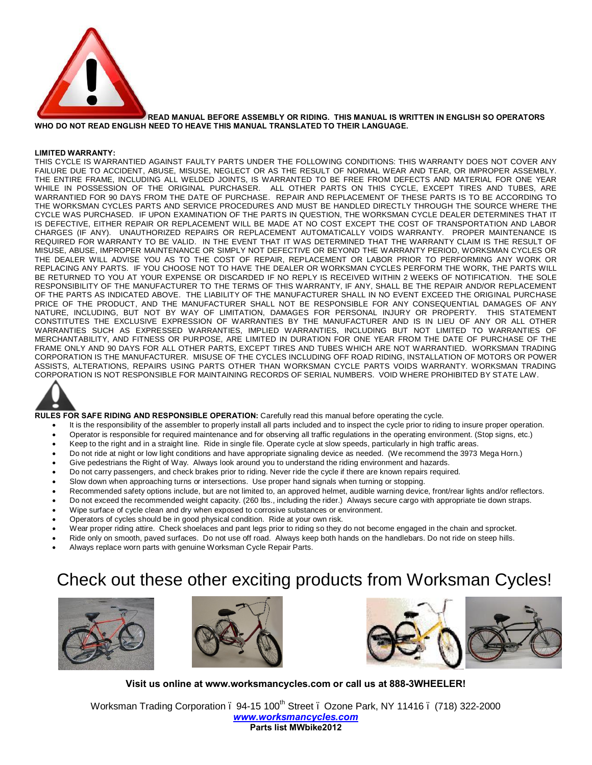**READ MANUAL BEFORE ASSEMBLY OR RIDING. THIS MANUAL IS WRITTEN IN ENGLISH SO OPERATORS WHO DO NOT READ ENGLISH NEED TO HEAVE THIS MANUAL TRANSLATED TO THEIR LANGUAGE.**

**LIMITED WARRANTY:**

THIS CYCLE IS WARRANTIED AGAINST FAULTY PARTS UNDER THE FOLLOWING CONDITIONS: THIS WARRANTY DOES NOT COVER ANY FAILURE DUE TO ACCIDENT, ABUSE, MISUSE, NEGLECT OR AS THE RESULT OF NORMAL WEAR AND TEAR, OR IMPROPER ASSEMBLY. THE ENTIRE FRAME, INCLUDING ALL WELDED JOINTS, IS WARRANTED TO BE FREE FROM DEFECTS AND MATERIAL FOR ONE YEAR WHILE IN POSSESSION OF THE ORIGINAL PURCHASER. ALL OTHER PARTS ON THIS CYCLE, EXCEPT TIRES AND TUBES, ARE WARRANTIED FOR 90 DAYS FROM THE DATE OF PURCHASE. REPAIR AND REPLACEMENT OF THESE PARTS IS TO BE ACCORDING TO THE WORKSMAN CYCLES PARTS AND SERVICE PROCEDURES AND MUST BE HANDLED DIRECTLY THROUGH THE SOURCE WHERE THE CYCLE WAS PURCHASED. IF UPON EXAMINATION OF THE PARTS IN QUESTION, THE WORKSMAN CYCLE DEALER DETERMINES THAT IT IS DEFECTIVE, EITHER REPAIR OR REPLACEMENT WILL BE MADE AT NO COST EXCEPT THE COST OF TRANSPORTATION AND LABOR CHARGES (IF ANY). UNAUTHORIZED REPAIRS OR REPLACEMENT AUTOMATICALLY VOIDS WARRANTY. PROPER MAINTENANCE IS REQUIRED FOR WARRANTY TO BE VALID. IN THE EVENT THAT IT WAS DETERMINED THAT THE WARRANTY CLAIM IS THE RESULT OF MISUSE, ABUSE, IMPROPER MAINTENANCE OR SIMPLY NOT DEFECTIVE OR BEYOND THE WARRANTY PERIOD, WORKSMAN CYCLES OR THE DEALER WILL ADVISE YOU AS TO THE COST OF REPAIR, REPLACEMENT OR LABOR PRIOR TO PERFORMING ANY WORK OR REPLACING ANY PARTS. IF YOU CHOOSE NOT TO HAVE THE DEALER OR WORKSMAN CYCLES PERFORM THE WORK, THE PARTS WILL BE RETURNED TO YOU AT YOUR EXPENSE OR DISCARDED IF NO REPLY IS RECEIVED WITHIN 2 WEEKS OF NOTIFICATION. THE SOLE RESPONSIBILITY OF THE MANUFACTURER TO THE TERMS OF THIS WARRANTY, IF ANY, SHALL BE THE REPAIR AND/OR REPLACEMENT OF THE PARTS AS INDICATED ABOVE. THE LIABILITY OF THE MANUFACTURER SHALL IN NO EVENT EXCEED THE ORIGINAL PURCHASE PRICE OF THE PRODUCT, AND THE MANUFACTURER SHALL NOT BE RESPONSIBLE FOR ANY CONSEQUENTIAL DAMAGES OF ANY NATURE, INCLUDING, BUT NOT BY WAY OF LIMITATION, DAMAGES FOR PERSONAL INJURY OR PROPERTY. THIS STATEMENT CONSTITUTES THE EXCLUSIVE EXPRESSION OF WARRANTIES BY THE MANUFACTURER AND IS IN LIEU OF ANY OR ALL OTHER WARRANTIES SUCH AS EXPRESSED WARRANTIES, IMPLIED WARRANTIES, INCLUDING BUT NOT LIMITED TO WARRANTIES OF MERCHANTABILITY, AND FITNESS OR PURPOSE, ARE LIMITED IN DURATION FOR ONE YEAR FROM THE DATE OF PURCHASE OF THE FRAME ONLY AND 90 DAYS FOR ALL OTHER PARTS, EXCEPT TIRES AND TUBES WHICH ARE NOT WARRANTIED. WORKSMAN TRADING CORPORATION IS THE MANUFACTURER. MISUSE OF THE CYCLES INCLUDING OFF ROAD RIDING, INSTALLATION OF MOTORS OR POWER ASSISTS, ALTERATIONS, REPAIRS USING PARTS OTHER THAN WORKSMAN CYCLE PARTS VOIDS WARRANTY. WORKSMAN TRADING CORPORATION IS NOT RESPONSIBLE FOR MAINTAINING RECORDS OF SERIAL NUMBERS. VOID WHERE PROHIBITED BY STATE LAW.

**RULES FOR SAFE RIDING AND RESPONSIBLE OPERATION:** Carefully read this manual before operating the cycle.

- It is the responsibility of the assembler to properly install all parts included and to inspect the cycle prior to riding to insure proper operation.
- Operator is responsible for required maintenance and for observing all traffic regulations in the operating environment. (Stop signs, etc.)
- Keep to the right and in a straight line. Ride in single file. Operate cycle at slow speeds, particularly in high traffic areas.
- Do not ride at night or low light conditions and have appropriate signaling device as needed. (We recommend the 3973 Mega Horn.)
- Give pedestrians the Right of Way. Always look around you to understand the riding environment and hazards.
- Do not carry passengers, and check brakes prior to riding. Never ride the cycle if there are known repairs required.
- Slow down when approaching turns or intersections. Use proper hand signals when turning or stopping.
- Recommended safety options include, but are not limited to, an approved helmet, audible warning device, front/rear lights and/or reflectors.
- Do not exceed the recommended weight capacity. (260 lbs., including the rider.) Always secure cargo with appropriate tie down straps.
- Wipe surface of cycle clean and dry when exposed to corrosive substances or environment.
- Operators of cycles should be in good physical condition. Ride at your own risk.
- Wear proper riding attire. Check shoelaces and pant legs prior to riding so they do not become engaged in the chain and sprocket.
- Ride only on smooth, paved surfaces. Do not use off road. Always keep both hands on the handlebars. Do not ride on steep hills.
- Always replace worn parts with genuine Worksman Cycle Repair Parts.

# Check out these other exciting products from Worksman Cycles!

**Visit us online at www.worksmancycles.com or call us at 888-3WHEELER!**

Worksman Trading Corporation ï 94-15 100th Street ï Ozone Park, NY 11416 ï (718) 322-2000

***www.worksmancycles.com***

**Parts list MWbike2012**